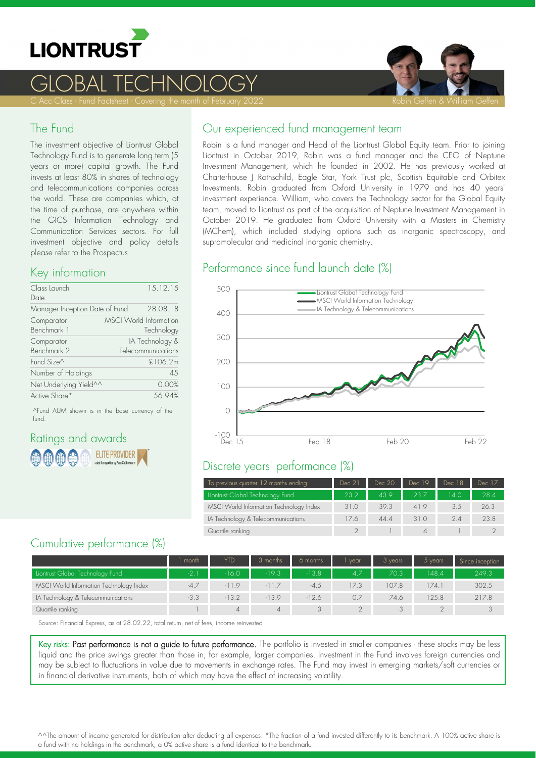# LIONTRUST

# GLOBAL TECHNOLOGY

C Acc Class - Fund Factsheet - Covering the month of February 2022

Robin Geffen & William Geffen

## The Fund

The investment objective of Liontrust Global Technology Fund is to generate long term (5 years or more) capital growth. The Fund invests at least 80% in shares of technology and telecommunications companies across the world. These are companies which, at the time of purchase, are anywhere within the GICS Information Technology and Communication Services sectors. For full investment objective and policy details please refer to the Prospectus.

## Key information

| | |
|---|---|
| Class Launch Date | 15.12.15 |
| Manager Inception Date of Fund | 28.08.18 |
| Comparator Benchmark 1 | MSCI World Information Technology |
| Comparator Benchmark 2 | IA Technology & Telecommunications |
| Fund Size^ | £106.2m |
| Number of Holdings | 45 |
| Net Underlying Yield^^ | 0.00% |
| Active Share* | 56.94% |

^Fund AUM shown is in the base currency of the fund.

## Ratings and awards

ELITE PROVIDER rated for equities by FundCalibre.com

## Our experienced fund management team

Robin is a fund manager and Head of the Liontrust Global Equity team. Prior to joining Liontrust in October 2019, Robin was a fund manager and the CEO of Neptune Investment Management, which he founded in 2002. He has previously worked at Charterhouse J Rothschild, Eagle Star, York Trust plc, Scottish Equitable and Orbitex Investments. Robin graduated from Oxford University in 1979 and has 40 years' investment experience. William, who covers the Technology sector for the Global Equity team, moved to Liontrust as part of the acquisition of Neptune Investment Management in October 2019. He graduated from Oxford University with a Masters in Chemistry (MChem), which included studying options such as inorganic spectroscopy, and supramolecular and medicinal inorganic chemistry.

## Performance since fund launch date (%)

Liontrust Global Technology Fund; MSCI World Information Technology; IA Technology & Telecommunications

## Discrete years' performance (%)

| To previous quarter 12 months ending: | Dec 21 | Dec 20 | Dec 19 | Dec 18 | Dec 17 |
|---|---|---|---|---|---|
| Liontrust Global Technology Fund | 23.2 | 43.9 | 23.7 | 14.0 | 28.4 |
| MSCI World Information Technology Index | 31.0 | 39.3 | 41.9 | 3.5 | 26.3 |
| IA Technology & Telecommunications | 17.6 | 44.4 | 31.0 | 2.4 | 23.8 |
| Quartile ranking | 2 | 1 | 4 | 1 | 2 |

## Cumulative performance (%)

| | 1 month | YTD | 3 months | 6 months | 1 year | 3 years | 5 years | Since inception |
|---|---|---|---|---|---|---|---|---|
| Liontrust Global Technology Fund | -2.1 | -16.0 | -19.3 | -13.8 | 4.7 | 70.3 | 148.4 | 249.3 |
| MSCI World Information Technology Index | -4.7 | -11.9 | -11.7 | -4.5 | 17.3 | 107.8 | 174.1 | 302.5 |
| IA Technology & Telecommunications | -3.3 | -13.2 | -13.9 | -12.6 | 0.7 | 74.6 | 125.8 | 217.8 |
| Quartile ranking | 1 | 4 | 4 | 3 | 2 | 3 | 2 | 3 |

Source: Financial Express, as at 28.02.22, total return, net of fees, income reinvested

Key risks: Past performance is not a guide to future performance. The portfolio is invested in smaller companies - these stocks may be less liquid and the price swings greater than those in, for example, larger companies. Investment in the Fund involves foreign currencies and may be subject to fluctuations in value due to movements in exchange rates. The Fund may invest in emerging markets/soft currencies or in financial derivative instruments, both of which may have the effect of increasing volatility.

^^The amount of income generated for distribution after deducting all expenses. *The fraction of a fund invested differently to its benchmark. A 100% active share is a fund with no holdings in the benchmark, a 0% active share is a fund identical to the benchmark.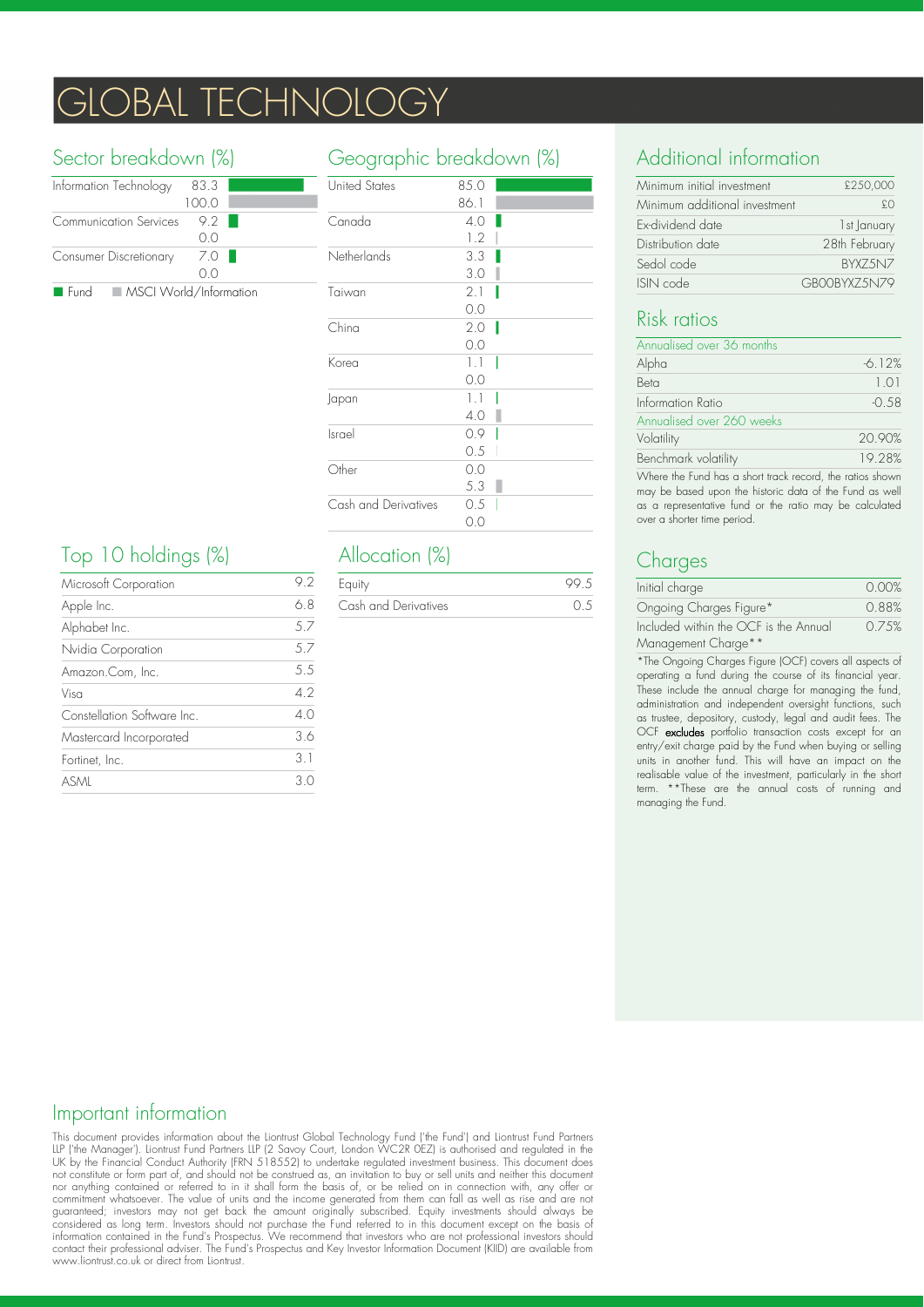# GLOBAL TECHNOLOGY

## Sector breakdown (%)

Information Technology 83.3 100.0
Communication Services 9.2 0.0
Consumer Discretionary 7.0 0.0

Fund ■ MSCI World/Information

## Geographic breakdown (%)

United States 85.0 86.1
Canada 4.0 1.2
Netherlands 3.3 3.0
Taiwan 2.1 0.0
China 2.0 0.0
Korea 1.1 0.0
Japan 1.1 4.0
Israel 0.9 0.5
Other 0.0 5.3
Cash and Derivatives 0.5 0.0

## Additional information

| | |
|---|---|
| Minimum initial investment | £250,000 |
| Minimum additional investment | £0 |
| Ex-dividend date | 1st January |
| Distribution date | 28th February |
| Sedol code | BYXZ5N7 |
| ISIN code | GB00BYXZ5N79 |

## Risk ratios

| | |
|---|---|
| *Annualised over 36 months* | |
| Alpha | -6.12% |
| Beta | 1.01 |
| Information Ratio | -0.58 |
| *Annualised over 260 weeks* | |
| Volatility | 20.90% |
| Benchmark volatility | 19.28% |

Where the Fund has a short track record, the ratios shown may be based upon the historic data of the Fund as well as a representative fund or the ratio may be calculated over a shorter time period.

## Top 10 holdings (%)

| | |
|---|---|
| Microsoft Corporation | 9.2 |
| Apple Inc. | 6.8 |
| Alphabet Inc. | 5.7 |
| Nvidia Corporation | 5.7 |
| Amazon.Com, Inc. | 5.5 |
| Visa | 4.2 |
| Constellation Software Inc. | 4.0 |
| Mastercard Incorporated | 3.6 |
| Fortinet, Inc. | 3.1 |
| ASML | 3.0 |

## Allocation (%)

| | |
|---|---|
| Equity | 99.5 |
| Cash and Derivatives | 0.5 |

## Charges

| | |
|---|---|
| Initial charge | 0.00% |
| Ongoing Charges Figure* | 0.88% |
| Included within the OCF is the Annual Management Charge** | 0.75% |

*The Ongoing Charges Figure (OCF) covers all aspects of operating a fund during the course of its financial year. These include the annual charge for managing the fund, administration and independent oversight functions, such as trustee, depository, custody, legal and audit fees. The OCF **excludes** portfolio transaction costs except for an entry/exit charge paid by the Fund when buying or selling units in another fund. This will have an impact on the realisable value of the investment, particularly in the short term. **These are the annual costs of running and managing the Fund.

## Important information

This document provides information about the Liontrust Global Technology Fund ('the Fund') and Liontrust Fund Partners LLP ('the Manager'). Liontrust Fund Partners LLP (2 Savoy Court, London WC2R 0EZ) is authorised and regulated in the UK by the Financial Conduct Authority (FRN 518552) to undertake regulated investment business. This document does not constitute or form part of, and should not be construed as, an invitation to buy or sell units and neither this document nor anything contained or referred to in it shall form the basis of, or be relied on in connection with, any offer or commitment whatsoever. The value of units and the income generated from them can fall as well as rise and are not guaranteed; investors may not get back the amount originally subscribed. Equity investments should always be considered as long term. Investors should not purchase the Fund referred to in this document except on the basis of information contained in the Fund's Prospectus. We recommend that investors who are not professional investors should contact their professional adviser. The Fund's Prospectus and Key Investor Information Document (KIID) are available from www.liontrust.co.uk or direct from Liontrust.